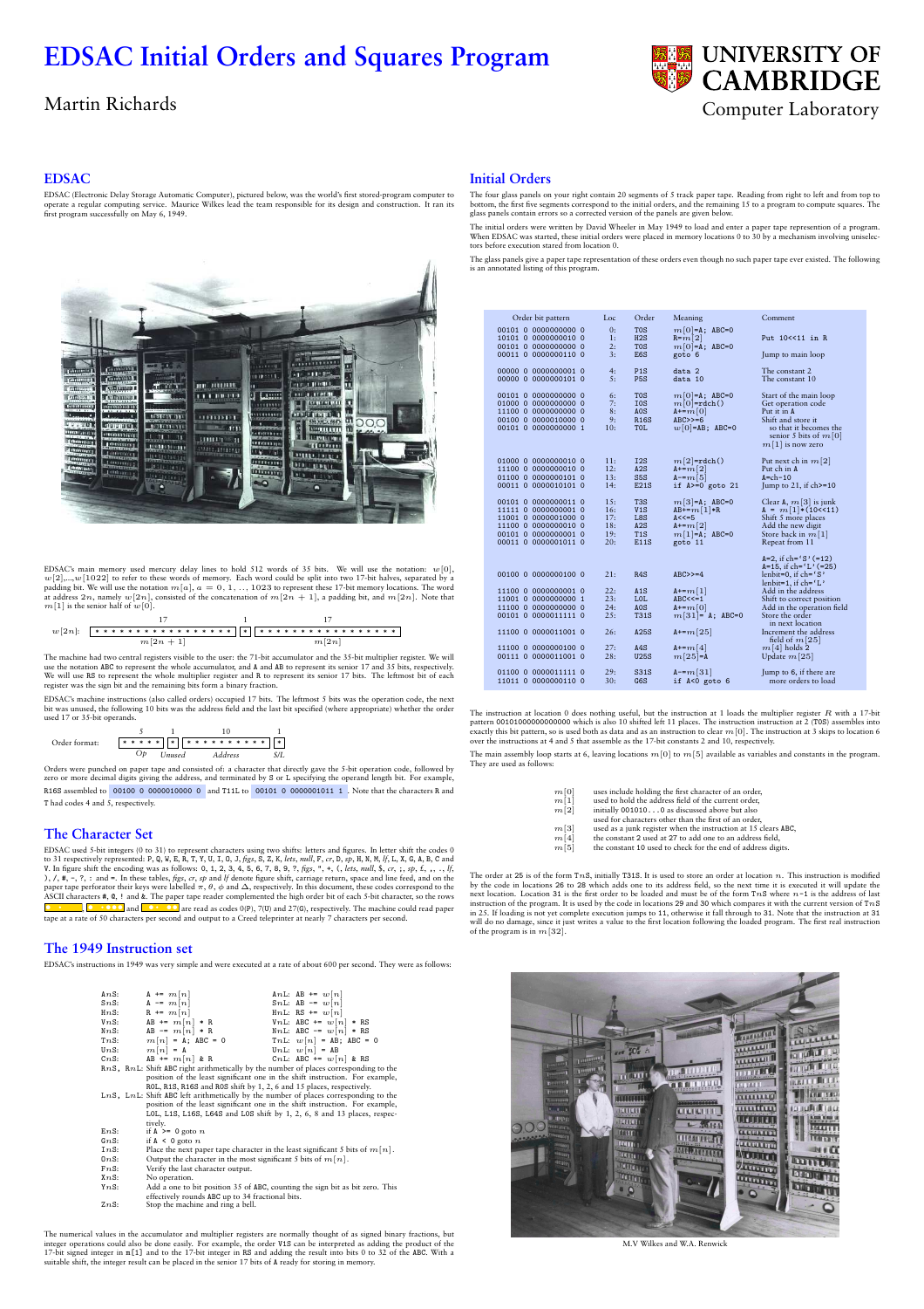# EDSAC Initial Orders and Squares Program

Martin Richards

University of Cambridge Computer Laboratory

## EDSAC

EDSAC (Electronic Delay Storage Automatic Computer), pictured below, was the world's first stored-program computer to operate a regular computing service. Maurice Wilkes lead the team responsible for its design and construction. It ran its first program successfully on May 6, 1949.

EDSAC's main memory used mercury delay lines to hold 512 words of 35 bits. We will use the notation: $w[0]$, $w[2]$,..., $w[1022]$ to refer to these words of memory. Each word could be split into two 17-bit halves, separated by a padding bit. We will use the notation $m[a]$, $a = 0, 1, \ldots, 1023$ to represent these 17-bit memory locations. The word at address $2n$, namely $w[2n]$, consisted of the concatenation of $m[2n+1]$, a padding bit, and $m[2n]$. Note that $m[1]$ is the senior half of $w[0]$.

```
          17                  1          17
w[2n]: | * * * * * * * * * * * * * * * * * | * | * * * * * * * * * * * * * * * * * |
              m[2n+1]                                  m[2n]
```

The machine had two central registers visible to the user: the 71-bit accumulator and the 35-bit multiplier register. We will use the notation ABC to represent the whole accumulator, and A and AB to represent its senior 17 and 35 bits, respectively. We will use RS to represent the whole multiplier register and R to represent its senior 17 bits. The leftmost bit of each register was the sign bit and the remaining bits form a binary fraction.

EDSAC's machine instructions (also called orders) occupied 17 bits. The leftmost 5 bits was the operation code, the next bit was unused, the following 10 bits was the address field and the last bit specified (where appropriate) whether the order used 17 or 35-bit operands.

```
                  5        1          10          1
Order format:  | * * * * * | * | * * * * * * * * * * | * |
                   Op     Unused      Address       S/L
```

Orders were punched on paper tape and consisted of: a character that directly gave the 5-bit operation code, followed by zero or more decimal digits giving the address, and terminated by S or L specifying the operand length bit. For example, R16S assembled to `00100 0 0000010000 0` and T11L to `00101 0 0000001011 1`. Note that the characters R and T had codes 4 and 5, respectively.

## The Character Set

EDSAC used 5-bit integers (0 to 31) to represent characters using two shifts: letters and figures. In letter shift the codes 0 to 31 respectively represented: P, Q, W, E, R, T, Y, U, I, O, J, *figs*, S, Z, K, *lets*, *null*, F, *cr*, D, *sp*, H, N, M, *lf*, L, X, G, A, B, C and V. In figure shift the encoding was as follows: 0, 1, 2, 3, 4, 5, 6, 7, 8, 9, ?, *figs*, ", +, (, *lets*, *null*, $, *cr*, ;, *sp*, £, ,, ., *lf*, ), /, #, -, ?, : and =. In these tables, *figs*, *cr*, *sp* and *lf* denote figure shift, carriage return, space and line feed, and on the paper tape perforator their keys were labelled $\pi$, $\theta$, $\phi$ and $\Delta$, respectively. In this document, these codes correspond to the ASCII characters #, @, ! and &. The paper tape reader complemented the high order bit of each 5-bit character, so the rows `* · · · ·`, `* · · * * *` and `* · · * *` are read as codes 0(P), 7(U) and 27(G), respectively. The machine could read paper tape at a rate of 50 characters per second and output to a Creed teleprinter at nearly 7 characters per second.

## The 1949 Instruction set

EDSAC's instructions in 1949 was very simple and were executed at a rate of about 600 per second. They were as follows:

| | | | |
|---|---|---|---|
| A$n$S: | A += $m[n]$ | A$n$L: | AB += $w[n]$ |
| S$n$S: | A -= $m[n]$ | S$n$L: | AB -= $w[n]$ |
| H$n$S: | R += $m[n]$ | H$n$L: | RS += $w[n]$ |
| V$n$S: | AB += $m[n]$ * R | V$n$L: | ABC += $w[n]$ * RS |
| N$n$S: | AB -= $m[n]$ * R | N$n$L: | ABC -= $w[n]$ * RS |
| T$n$S: | $m[n]$ = A; ABC = 0 | T$n$L: | $w[n]$ = AB; ABC = 0 |
| U$n$S: | $m[n]$ = A | U$n$L: | $w[n]$ = AB |
| C$n$S: | AB += $m[n]$ & R | C$n$L: | ABC += $w[n]$ & RS |

- R$n$S, R$n$L: Shift ABC right arithmetically by the number of places corresponding to the position of the least significant one in the shift instruction. For example, R0L, R1S, R16S and R0S shift by 1, 2, 6 and 15 places, respectively.
- L$n$S, L$n$L: Shift ABC left arithmetically by the number of places corresponding to the position of the least significant one in the shift instruction. For example, L0L, L1S, L16S, L64S and L0S shift by 1, 2, 6, 8 and 13 places, respectively.
- E$n$S: if A >= 0 goto $n$
- G$n$S: if A < 0 goto $n$
- I$n$S: Place the next paper tape character in the least significant 5 bits of $m[n]$.
- O$n$S: Output the character in the most significant 5 bits of $m[n]$.
- F$n$S: Verify the last character output.
- X$n$S: No operation.
- Y$n$S: Add a one to bit position 35 of ABC, counting the sign bit as bit zero. This effectively rounds ABC up to 34 fractional bits.
- Z$n$S: Stop the machine and ring a bell.

The numerical values in the accumulator and multiplier registers are normally thought of as signed binary fractions, but integer operations could also be done easily. For example, the order V1S can be interpreted as adding the product of the 17-bit signed integer in m[1] and to the 17-bit integer in RS and adding the result into bits 0 to 32 of the ABC. With a suitable shift, the integer result can be placed in the senior 17 bits of A ready for storing in memory.

## Initial Orders

The four glass panels on your right contain 20 segments of 5 track paper tape. Reading from right to left and from top to bottom, the first five segments correspond to the initial orders, and the remaining 15 to a program to compute squares. The glass panels contain errors so a corrected version of the panels are given below.

The initial orders were written by David Wheeler in May 1949 to load and enter a paper tape representation of a program. When EDSAC was started, these initial orders were placed in memory locations 0 to 30 by a mechanism involving uniselectors before execution stared from location 0.

The glass panels give a paper tape representation of these orders even though no such paper tape ever existed. The following is an annotated listing of this program.

| Order bit pattern | Loc | Order | Meaning | Comment |
|---|---|---|---|---|
| 00101 0 0000000000 0 | 0: | T0S | $m[0]$=A; ABC=0 | |
| 10101 0 0000000010 0 | 1: | H2S | R=$m[2]$ | Put 10<<11 in R |
| 00101 0 0000000000 0 | 2: | T0S | $m[0]$=A; ABC=0 | |
| 00011 0 0000000110 0 | 3: | E6S | goto 6 | Jump to main loop |
| 00000 0 0000000001 0 | 4: | P1S | data 2 | The constant 2 |
| 00000 0 0000000101 0 | 5: | P5S | data 10 | The constant 10 |
| 00101 0 0000000000 0 | 6: | T0S | $m[0]$=A; ABC=0 | Start of the main loop |
| 01000 0 0000000000 0 | 7: | I0S | $m[0]$=rdch() | Get operation code |
| 11100 0 0000000000 0 | 8: | A0S | A+=$m[0]$ | Put it in A |
| 00100 0 0000010000 0 | 9: | R16S | ABC>>=6 | Shift and store it |
| 00101 0 0000000000 1 | 10: | T0L | $w[0]$=AB; ABC=0 | so that it becomes the senior 5 bits of $m[0]$ $m[1]$ is now zero |
| 01000 0 0000000010 0 | 11: | I2S | $m[2]$=rdch() | Put next ch in $m[2]$ |
| 11100 0 0000000010 0 | 12: | A2S | A+=$m[2]$ | Put ch in A |
| 01100 0 0000000101 0 | 13: | S5S | A-=$m[5]$ | A=ch-10 |
| 00011 0 0000010101 0 | 14: | E21S | if A>=0 goto 21 | Jump to 21, if ch>=10 |
| 00101 0 0000000011 0 | 15: | T3S | $m[3]$=A; ABC=0 | Clear A, $m[3]$ is junk |
| 11111 0 0000000001 0 | 16: | V1S | AB+=$m[1]$*R | A = $m[1]$*(10<<11) |
| 11001 0 0000001000 0 | 17: | L8S | A<<=5 | Shift 5 more places |
| 11100 0 0000000010 0 | 18: | A2S | A+=$m[2]$ | Add the new digit |
| 00101 0 0000000001 0 | 19: | T1S | $m[1]$=A; ABC=0 | Store back in $m[1]$ |
| 00011 0 0000001011 0 | 20: | E11S | goto 11 | Repeat from 11 |
| | | | | A=2, if ch='S'(=12) A=15, if ch='L'(=25) lenbit=0, if ch='S' lenbit=1, if ch='L' |
| 00100 0 0000000100 0 | 21: | R4S | ABC>>=4 | |
| 11100 0 0000000001 0 | 22: | A1S | A+=$m[1]$ | Add in the address |
| 11001 0 0000000000 1 | 23: | L0L | ABC<<=1 | Shift to correct position |
| 11100 0 0000000000 0 | 24: | A0S | A+=$m[0]$ | Add in the operation field |
| 00101 0 0000011111 0 | 25: | T31S | $m[31]$= A; ABC=0 | Store the order in next location |
| 11100 0 0000011001 0 | 26: | A25S | A+=$m[25]$ | Increment the address field of $m[25]$ |
| 11100 0 0000000100 0 | 27: | A4S | A+=$m[4]$ | $m[4]$ holds 2 |
| 00111 0 0000011001 0 | 28: | U25S | $m[25]$=A | Update $m[25]$ |
| 01100 0 0000011111 0 | 29: | S31S | A-=$m[31]$ | Jump to 6, if there are |
| 11011 0 0000000110 0 | 30: | G6S | if A<0 goto 6 | more orders to load |

The instruction at location 0 does nothing useful, but the instruction at 1 loads the multiplier register $R$ with a 17-bit pattern 00101000000000000 which is also 10 shifted left 11 places. The instruction instruction at 2 (T0S) assembles into exactly this bit pattern, so is used both as data and as an instruction to clear $m[0]$. The instruction at 3 skips to location 6 over the instructions at 4 and 5 that assemble as the 17-bit constants 2 and 10, respectively.

The main assembly loop starts at 6, leaving locations $m[0]$ to $m[5]$ available as variables and constants in the program. They are used as follows:

- $m[0]$ uses include holding the first character of an order,
- $m[1]$ used to hold the address field of the current order,
- $m[2]$ initially 001010...0 as discussed above but also used for characters other than the first of an order,
- $m[3]$ used as a junk register when the instruction at 15 clears ABC,
- $m[4]$ the constant 2 used at 27 to add one to an address field,
- $m[5]$ the constant 10 used to check for the end of address digits.

The order at 25 is of the form T$n$S, initially T31S. It is used to store an order at location $n$. This instruction is modified by the code in locations 26 to 28 which adds one to its address field, so the next time it is executed it will update the next location. Location 31 is the first order to be loaded and must be of the form T$n$S where $n$-1 is the address of last instruction of the program. It is used by the code in locations 29 and 30 which compares it with the current version of T$n$S in 25. If loading is not yet complete execution jumps to 11, otherwise it fall through to 31. Note that the instruction at 31 will do no damage, since it just writes a value to the first location following the loaded program. The first real instruction of the program is in $m[32]$.

M.V Wilkes and W.A. Renwick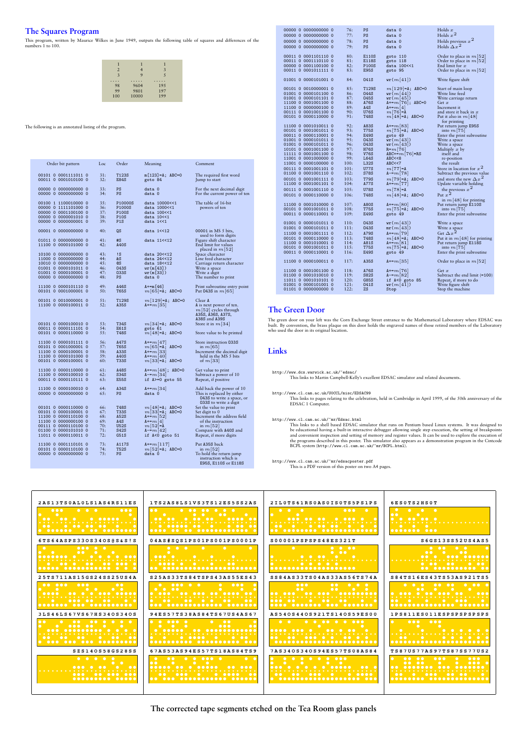## The Squares Program

This program, written by Maurice Wilkes in June 1949, outputs the following table of squares and differences of the numbers 1 to 100.

| | | |
|---|---|---|
| 1 | 1 | 1 |
| 2 | 4 | 3 |
| 3 | 9 | 5 |
| .... | ..... | ..... |
| 98 | 9604 | 195 |
| 99 | 9801 | 197 |
| 100 | 10000 | 199 |

The following is an annotated listing of the program.

| Order bit pattern | Loc | Order | Meaning | Comment |
|---|---|---|---|---|
| 00101 0 0001111011 0 | 31: | T123S | m[123]=A; ABC=0 | The required first word |
| 00011 0 0001010100 0 | 32: | E84S | goto 84 | Jump to start |
| 00000 0 0000000000 0 | 33: | PS | data 0 | For the next decimal digit |
| 00000 0 0000000000 0 | 34: | PS | data 0 | For the current power of ten |
| 00100 1 1100010000 0 | 35: | P10000S | data 10000<<1 | The table of 16-bit |
| 00000 0 1111101000 0 | 36: | P1000S | data 1000<<1 | powers of ten |
| 00000 0 0001100100 0 | 37: | P100S | data 100<<1 | |
| 00000 0 0000001010 0 | 38: | P10S | data 10<<1 | |
| 00000 0 0000000001 0 | 39: | P1S | data 1<<1 | |
| 00001 0 0000000000 0 | 40: | QS | data 1<<12 | 00001 in MS 5 bits, used to form digits |
| 01011 0 0000000000 0 | 41: | #S | data 11<<12 | Figure shift character |
| 11100 0 0000101000 0 | 42: | A40S | | End limit for values placed in m[52] |
| 10100 0 0000000000 0 | 43: | !S | data 20<<12 | Space character |
| 11000 0 0000000000 0 | 44: | &S | data 24<<12 | Line feed character |
| 10010 0 0000000000 0 | 45: | @S | data 18<<12 | Carriage return character |
| 01001 0 0000101011 0 | 46: | O43S | wr(m[43]) | Write a space |
| 01001 0 0000100001 0 | 47: | O33S | wr(m[33]) | Write a digit |
| 00000 0 0000000000 0 | 48: | PS | data 0 | The number to print |
| 11100 0 0000101110 0 | 49: | A46S | A+=m[46] | Print subroutine entry point |
| 00101 0 0001000001 0 | 50: | T65S | m[65]=A; ABC=0 | Put O43S in m[65] |
| 00101 0 0010000001 0 | 51: | T129S | m[129]=A; ABC=0 | Clear A |
| 11100 0 0000100011 0 | 52: | A35S | A+=m[35] | A is next power of ten. m[52] cycles through A35S, A36S, A37S, A38S and A39S |
| 00101 0 0000100010 0 | 53: | T34S | m[34]=A; ABC=0 | Store it in m[34] |
| 00011 0 0000111101 0 | 54: | E61S | goto 61 | |
| 00101 0 0000110000 0 | 55: | T48S | m[48]=A; ABC=0 | Store value to be printed |
| 11100 0 0000101111 0 | 56: | A47S | A+=m[47] | Store instruction O33S |
| 00101 0 0001000001 0 | 57: | T65S | m[65]=A; ABC=0 | in m[65] |
| 11100 0 0000100001 0 | 58: | A33S | A+=m[33] | Increment the decimal digit |
| 11100 0 0000101000 0 | 59: | A40S | A+=m[40] | held in the MS 5 bits |
| 00101 0 0000100001 0 | 60: | T33S | m[33]=A; ABC=0 | of m[33] |
| 11100 0 0000110000 0 | 61: | A48S | A+=m[48]; ABC=0 | Get value to print |
| 11100 0 0000100010 0 | 62: | S34S | A-=m[34] | Subtract a power of 10 |
| 00011 0 0000110111 0 | 63: | E55S | if A>=0 goto 55 | Repeat, if positive |
| 11100 0 0000100010 0 | 64: | A34S | A+=m[34] | Add back the power of 10 |
| 00000 0 0000000000 0 | 65: | PS | data 0 | This is replaced by either O43S to write a space, or O33S to write a digit |
| 00101 0 0000110000 0 | 66: | T48S | m[48]=A; ABC=0 | Set the value to print |
| 00101 0 0000100001 0 | 67: | T33S | m[33]=A; ABC=0 | Set digit to 0 |
| 11100 0 0000110100 0 | 68: | A52S | A+=m[52] | Increment the address field |
| 11100 0 0000000100 0 | 69: | A4S | A+=m[4] | of the instruction |
| 00111 0 0000110100 0 | 70: | U52S | m[52]=A | in m[52] |
| 01100 0 0000101010 0 | 71: | S42S | A-=m[42] | Compare with A40S and |
| 11011 0 0000110011 0 | 72: | G51S | if A<0 goto 51 | Repeat, if more digits |
| 11100 0 0001110101 0 | 73: | A117S | A+=m[117] | Put A35S back |
| 00101 0 0000110100 0 | 74: | T52S | m[52]=A; ABC=0 | in m[52] |
| 00000 0 0000000000 0 | 75: | PS | data 0 | To hold the return jump instruction which is E95S, E110S or E118S |
| 00000 0 0000000000 0 | 76: | PS | data 0 | Holds $x$ |
| 00000 0 0000000000 0 | 77: | PS | data 0 | Holds $x^2$ |
| 00000 0 0000000000 0 | 78: | PS | data 0 | Holds previous $x^2$ |
| 00000 0 0000000000 0 | 79: | PS | data 0 | Holds $\Delta x^2$ |
| 00011 0 0001101110 0 | 80: | E110S | goto 110 | Order to place in m[52] |
| 00011 0 0001110110 0 | 81: | E118S | goto 118 | Order to place in m[52] |
| 00000 0 0001100100 0 | 82: | P100S | data 100<<1 | End limit for $x$ |
| 00011 0 0001011111 0 | 83: | E95S | goto 95 | Order to place in m[52] |
| 01001 0 0000101001 0 | 84: | O41S | wr(m[41]) | Write figure shift |
| 00101 0 0010000001 0 | 85: | T129S | m[129]=A; ABC=0 | Start of main loop |
| 01001 0 0000101100 0 | 86: | O44S | wr(m[44]) | Write line feed |
| 01001 0 0000101101 0 | 87: | O45S | wr(m[45]) | Write carriage return |
| 11100 0 0001001100 0 | 88: | A76S | A+=m[76]; ABC=0 | Get $x$ |
| 11100 0 0000000100 0 | 89: | A4S | A+=m[4] | Increment it |
| 00111 0 0001001100 0 | 90: | U76S | m[76]=A | and store it back in $x$ |
| 00101 0 0000110000 0 | 91: | T48S | m[48]=A; ABC=0 | Put it also in m[48] for printing |
| 11100 0 0001010011 0 | 92: | A83S | A+=m[83] | Put return jump E95S |
| 00101 0 0001001011 0 | 93: | T75S | m[75]=A; ABC=0 | into m[75] |
| 00011 0 0000110001 0 | 94: | E49S | goto 49 | Enter the print subroutine |
| 01001 0 0000101011 0 | 95: | O43S | wr(m[43]) | Write a space |
| 01001 0 0000101011 0 | 96: | O43S | wr(m[43]) | Write a space |
| 10101 0 0001001100 0 | 97: | H76S | R=m[76] | Multiply $x$ by |
| 11111 0 0001001100 0 | 98: | V76S | ABC+=m[76]*RS | itself and |
| 11001 0 0001000000 0 | 99: | L64S | ABC<<8 | re-position |
| 11001 0 0000100000 0 | 100: | L32S | ABC<<7 | the result |
| 00111 0 0001001101 0 | 101: | U77S | m[77]=A | Store in location for $x^2$ |
| 01100 0 0001001110 0 | 102: | S78S | A-=m[78] | Subtract the previous value |
| 00101 0 0001001111 0 | 103: | T79S | m[79]=A; ABC=0 | and store the new $\Delta x^2$ |
| 11100 0 0001001101 0 | 104: | A77S | A+=m[77] | Update variable holding |
| 00111 0 0001001110 0 | 105: | U78S | m[78]=A | the previous $x^2$ |
| 00101 0 0000110000 0 | 106: | T48S | m[48]=A; ABC=0 | Put $x^2$ in m[48] for printing |
| 11100 0 0001010000 0 | 107: | A80S | A+=m[80] | Put return jump E110S |
| 00101 0 0001001011 0 | 108: | T75S | m[75]=A; ABC=0 | into m[75] |
| 00011 0 0000110001 0 | 109: | E49S | goto 49 | Enter the print subroutine |
| 01001 0 0000101011 0 | 110: | O43S | wr(m[43]) | Write a space |
| 01001 0 0000101011 0 | 111: | O43S | wr(m[43]) | Write a space |
| 11100 0 0001001111 0 | 112: | A79S | A+=m[79] | Get $\Delta x^2$ |
| 00101 0 0000110000 0 | 113: | T48S | m[48]=A; ABC=0 | Put it in m[48] for printing |
| 11100 0 0001010001 0 | 114: | A81S | A+=m[81] | Put return jump E118S |
| 00101 0 0001001011 0 | 115: | T75S | m[75]=A; ABC=0 | into m[75] |
| 00011 0 0000110001 0 | 116: | E49S | goto 49 | Enter the print subroutine |
| 11100 0 0000100011 0 | 117: | A35S | A+=m[35] | Order to place in m[52] |
| 11100 0 0001001100 0 | 118: | A76S | A+=m[76] | Get $x$ |
| 01100 0 0001010010 0 | 119: | S82S | A-=m[82] | Subtract the end limit (=100) |
| 11011 0 0001010101 0 | 120: | G85S | if A<0 goto 85 | Repeat, if more to do |
| 01001 0 0000101001 0 | 121: | O41S | wr(m[41]) | Write figure shift |
| 01101 0 0000000000 0 | 122: | ZS | Stop | Stop the machine |

## The Green Door

The green door on your left was the Corn Exchange Street entrance to the Mathematical Laboratory where EDSAC was built. By convention, the brass plaque on this door holds the engraved names of those retired members of the Laboratory who used the door in its original location.

## Links

http://www.dcs.warwick.ac.uk/~edsac/

This links to Martin Campbell-Kelly's excellent EDSAC simulator and related documents.

http://www.cl.cam.ac.uk/UoCCL/misc/EDSAC99

This links to pages relating to the celebration, held in Cambridge in April 1999, of the 50th anniversary of the EDSAC 1 Computer.

http://www.cl.cam.ac.uk/~mr/Edsac.html

This links to a shell based EDSAC simulator that runs on Pentium based Linux systems. It was designed to be educational having a built-in interactive debugger allowing single step execution, the setting of breakpoints and convenient inspection and setting of memory and register values. It can be used to explore the execution of the programs described in this poster. This simulator also appears as a demonstration program in the Cintcode BCPL system (http://www.cl.cam.ac.uk/~mr/BCPL.html).

http://www.cl.cam.ac.uk/~mr/edsacposter.pdf

This is a PDF version of this poster on two A4 pages.

2AS13TS0AL0LS1AS4RS11ES

1TS2AS8LS1VS3TS12ES5SS2AS

2IL0TS61RS0AS0IS0TS5PS1PS

6ES0TS2HS0T

6TS64ASPS33OS34OS@S&S!S

04AS#SQS1PS01PS001PS0001P

S00001PSPSPS48ES321T

S6GS13SS52US4AS5

25TS711AS15GS24SS25US4A

S25AS33TS84TSPS43AS55ES43

SS84AS33TS04AS33AS56TS74A

S84TS16ES43TS53AS921TS5

3LS46LS67VS67HS34OS34OS

94ES57TS38AS84TS67US4AS67

AS54OS44OS921TS14OS59ES00

1PS811ES011ESPSPSPSPSPS

SZS14OS58GS28SS

67AS53AS94ES57TS18AS84TS9

7AS34OS34OS94ES57TS08AS84

TS87US77AS97TS87SS77US2

The corrected tape segments etched on the Tea Room glass panels